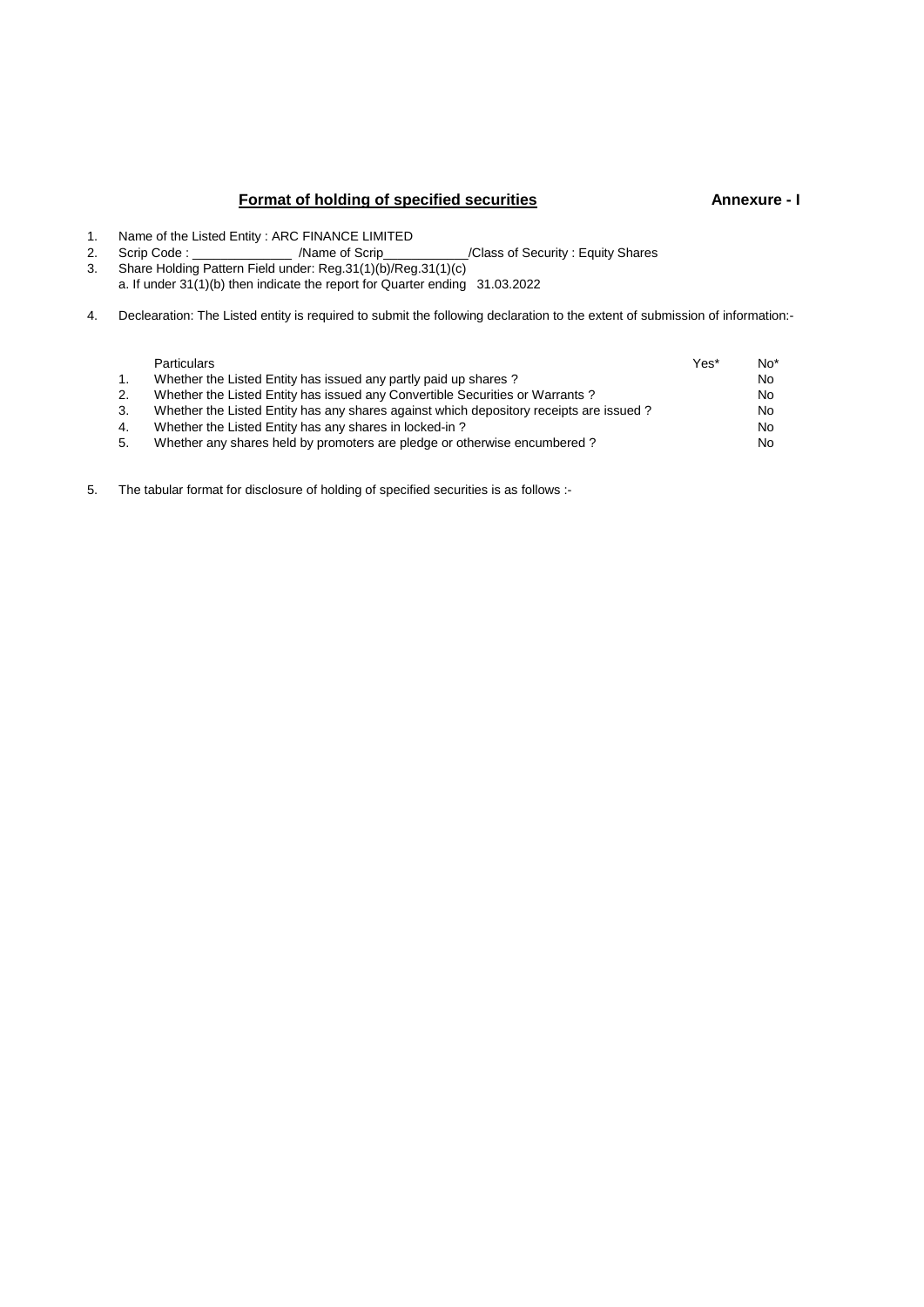## Format of holding of specified securities **Annexure - I**

1. Name of the Listed Entity : ARC FINANCE LIMITED
2. Scrip Code : ______________ /Name of Scrip____________/Class of Security : Equity Shares
3. Share Holding Pattern Field under: Reg.31(1)(b)/Reg.31(1)(c)
   a. If under 31(1)(b) then indicate the report for Quarter ending 31.03.2022
4. Declearation: The Listed entity is required to submit the following declaration to the extent of submission of information:-

| | Particulars | Yes* | No* |
|---|---|---|---|
| 1. | Whether the Listed Entity has issued any partly paid up shares ? | | No |
| 2. | Whether the Listed Entity has issued any Convertible Securities or Warrants ? | | No |
| 3. | Whether the Listed Entity has any shares against which depository receipts are issued ? | | No |
| 4. | Whether the Listed Entity has any shares in locked-in ? | | No |
| 5. | Whether any shares held by promoters are pledge or otherwise encumbered ? | | No |

5. The tabular format for disclosure of holding of specified securities is as follows :-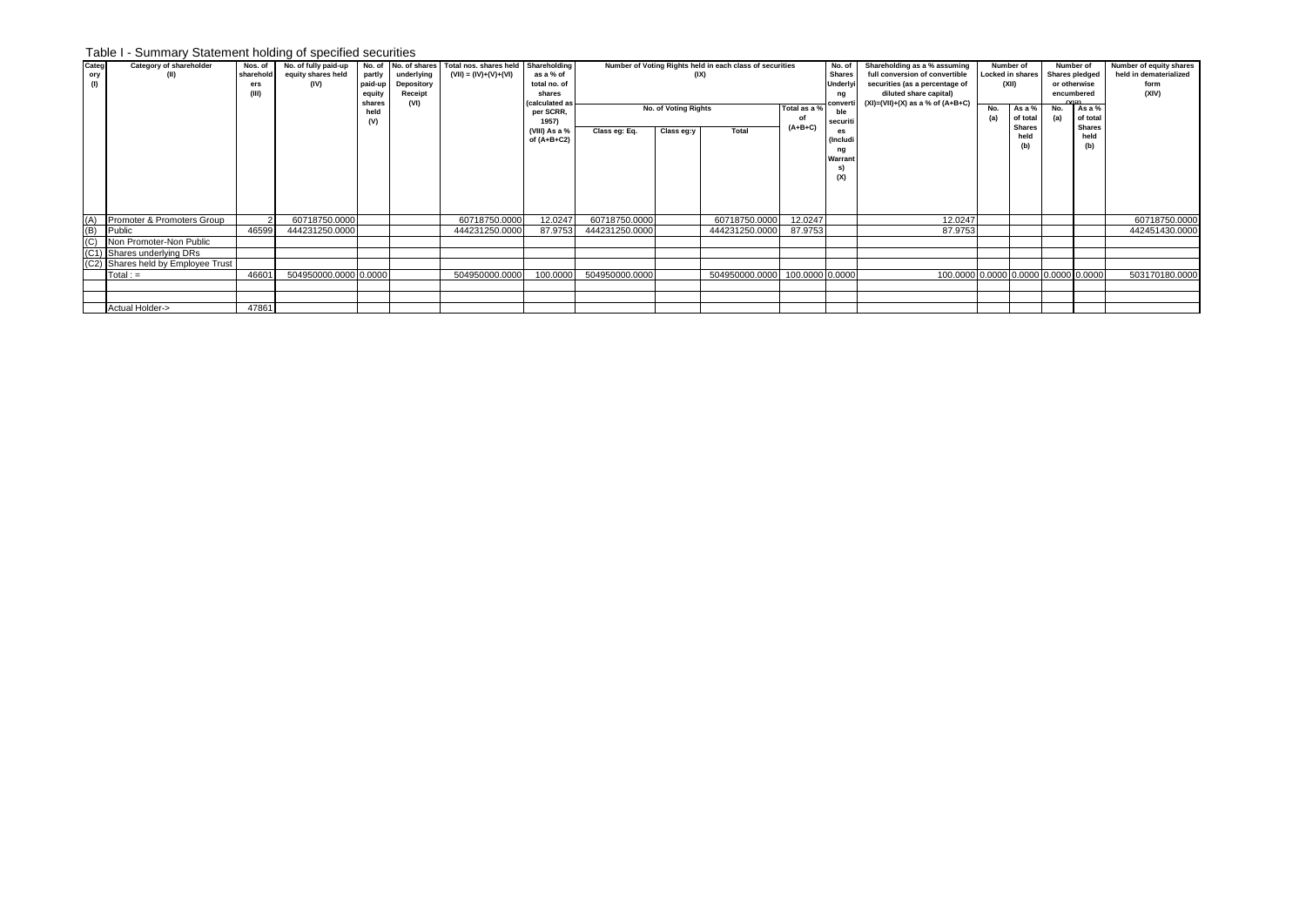## Table I - Summary Statement holding of specified securities

| Category (I) | Category of shareholder (II) | Nos. of shareholders (III) | No. of fully paid-up equity shares held (IV) | No. of partly paid-up equity shares held (V) | No. of shares underlying Depository Receipt (VI) | Total nos. shares held (VII) = (IV)+(V)+(VI) | Shareholding as a % of total no. of shares (calculated as per SCRR, 1957) (VIII) As a % of (A+B+C2) | Number of Voting Rights held in each class of securities (IX) | | | | No. of Shares Underlying convertible securities (Including Warrants) (X) | Shareholding as a % assuming full conversion of convertible securities (as a percentage of diluted share capital) (XI)=(VII)+(X) as a % of (A+B+C) | Number of Locked in shares (XII) | | Number of Shares pledged or otherwise encumbered (XIII) | | Number of equity shares held in dematerialized form (XIV) |
|---|---|---|---|---|---|---|---|---|---|---|---|---|---|---|---|---|---|---|
| | | | | | | | | No. of Voting Rights | | | Total as a % of (A+B+C) | | | No. (a) | As a % of total Shares held (b) | No. (a) | As a % of total Shares held (b) | |
| | | | | | | | | Class eg: Eq. | Class eg:y | Total | | | | | | | | |
| (A) | Promoter & Promoters Group | 2 | 60718750.0000 | | | 60718750.0000 | 12.0247 | 60718750.0000 | | 60718750.0000 | 12.0247 | | 12.0247 | | | | | 60718750.0000 |
| (B) | Public | 46599 | 444231250.0000 | | | 444231250.0000 | 87.9753 | 444231250.0000 | | 444231250.0000 | 87.9753 | | 87.9753 | | | | | 442451430.0000 |
| (C) | Non Promoter-Non Public | | | | | | | | | | | | | | | | | |
| (C1) | Shares underlying DRs | | | | | | | | | | | | | | | | | |
| (C2) | Shares held by Employee Trust | | | | | | | | | | | | | | | | | |
| | Total : = | 46601 | 504950000.0000 | 0.0000 | | 504950000.0000 | 100.0000 | 504950000.0000 | | 504950000.0000 | 100.0000 | 0.0000 | 100.0000 | 0.0000 | 0.0000 | 0.0000 | 0.0000 | 503170180.0000 |
| | | | | | | | | | | | | | | | | | | |
| | | | | | | | | | | | | | | | | | | |
| | Actual Holder-> | 47861 | | | | | | | | | | | | | | | | |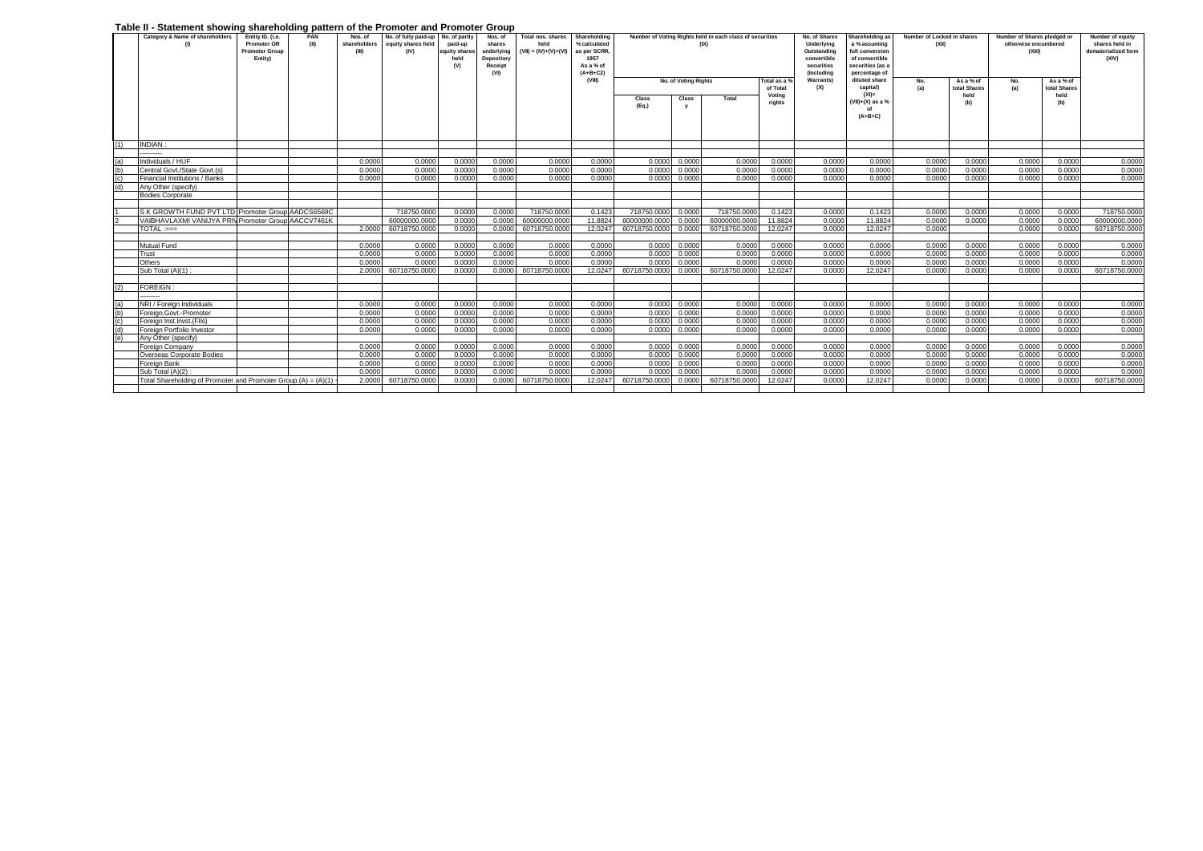**Table II - Statement showing shareholding pattern of the Promoter and Promoter Group**

| | Category & Name of shareholders (I) | Entity ID. (i.e. Promoter OR Promoter Group Entity) | PAN (II) | Nos. of shareholders (III) | No. of fully paid-up equity shares held (IV) | No. of partly paid-up equity shares held (V) | Nos. of shares underlying Depository Receipt (VI) | Total nos. shares held (VII) = (IV)+(V)+(VI) | Shareholding % calculated as per SCRR, 1957 As a % of (A+B+C2) (VIII) | Number of Voting Rights held in each class of securities (IX) | | | | No. of Shares Underlying Outstanding convertible securities (Including Warrants) (X) | Shareholding as a % assuming full conversion of convertible securities (as a percentage of diluted share capital) (XI)= (VII)+(X) as a % of (A+B+C) | Number of Locked in shares (XII) | | Number of Shares pledged or otherwise encumbered (XIII) | | Number of equity shares held in dematerialized form (XIV) |
|---|---|---|---|---|---|---|---|---|---|---|---|---|---|---|---|---|---|---|---|---|
| | | | | | | | | | | No. of Voting Rights | | | Total as a % of Total Voting rights | | | No. (a) | As a % of total Shares held (b) | No. (a) | As a % of total Shares held (b) | |
| | | | | | | | | | | Class (Eq.) | Class y | Total | | | | | | | | |
| (1) | INDIAN : | | | | | | | | | | | | | | | | | | | |
| | ---------- | | | | | | | | | | | | | | | | | | | |
| (a) | Individuals / HUF | | | 0.0000 | 0.0000 | 0.0000 | 0.0000 | 0.0000 | 0.0000 | 0.0000 | 0.0000 | 0.0000 | 0.0000 | 0.0000 | 0.0000 | 0.0000 | 0.0000 | 0.0000 | 0.0000 | 0.0000 |
| (b) | Central Govt./State Govt.(s) | | | 0.0000 | 0.0000 | 0.0000 | 0.0000 | 0.0000 | 0.0000 | 0.0000 | 0.0000 | 0.0000 | 0.0000 | 0.0000 | 0.0000 | 0.0000 | 0.0000 | 0.0000 | 0.0000 | 0.0000 |
| (c) | Financial Institutions / Banks | | | 0.0000 | 0.0000 | 0.0000 | 0.0000 | 0.0000 | 0.0000 | 0.0000 | 0.0000 | 0.0000 | 0.0000 | 0.0000 | 0.0000 | 0.0000 | 0.0000 | 0.0000 | 0.0000 | 0.0000 |
| (d) | Any Other (specify) | | | | | | | | | | | | | | | | | | | |
| | Bodies Corporate | | | | | | | | | | | | | | | | | | | |
| 1 | S K GROWTH FUND PVT LTD | Promoter Group | AADCS6569C | | 718750.0000 | 0.0000 | 0.0000 | 718750.0000 | 0.1423 | 718750.0000 | 0.0000 | 718750.0000 | 0.1423 | 0.0000 | 0.1423 | 0.0000 | 0.0000 | 0.0000 | 0.0000 | 718750.0000 |
| 2 | VAIBHAVLAXMI VANIJYA PRIV | Promoter Group | AACCV7461K | | 60000000.0000 | 0.0000 | 0.0000 | 60000000.0000 | 11.8824 | 60000000.0000 | 0.0000 | 60000000.0000 | 11.8824 | 0.0000 | 11.8824 | 0.0000 | 0.0000 | 0.0000 | 0.0000 | 60000000.0000 |
| | TOTAL :=== | | | 2.0000 | 60718750.0000 | 0.0000 | 0.0000 | 60718750.0000 | 12.0247 | 60718750.0000 | 0.0000 | 60718750.0000 | 12.0247 | 0.0000 | 12.0247 | 0.0000 | | 0.0000 | 0.0000 | 60718750.0000 |
| | Mutual Fund | | | 0.0000 | 0.0000 | 0.0000 | 0.0000 | 0.0000 | 0.0000 | 0.0000 | 0.0000 | 0.0000 | 0.0000 | 0.0000 | 0.0000 | 0.0000 | 0.0000 | 0.0000 | 0.0000 | 0.0000 |
| | Trust | | | 0.0000 | 0.0000 | 0.0000 | 0.0000 | 0.0000 | 0.0000 | 0.0000 | 0.0000 | 0.0000 | 0.0000 | 0.0000 | 0.0000 | 0.0000 | 0.0000 | 0.0000 | 0.0000 | 0.0000 |
| | Others | | | 0.0000 | 0.0000 | 0.0000 | 0.0000 | 0.0000 | 0.0000 | 0.0000 | 0.0000 | 0.0000 | 0.0000 | 0.0000 | 0.0000 | 0.0000 | 0.0000 | 0.0000 | 0.0000 | 0.0000 |
| | Sub Total (A)(1) : | | | 2.0000 | 60718750.0000 | 0.0000 | 0.0000 | 60718750.0000 | 12.0247 | 60718750.0000 | 0.0000 | 60718750.0000 | 12.0247 | 0.0000 | 12.0247 | 0.0000 | 0.0000 | 0.0000 | 0.0000 | 60718750.0000 |
| (2) | FOREIGN : | | | | | | | | | | | | | | | | | | | |
| | ---------- | | | | | | | | | | | | | | | | | | | |
| (a) | NRI / Foreign Individuals | | | 0.0000 | 0.0000 | 0.0000 | 0.0000 | 0.0000 | 0.0000 | 0.0000 | 0.0000 | 0.0000 | 0.0000 | 0.0000 | 0.0000 | 0.0000 | 0.0000 | 0.0000 | 0.0000 | 0.0000 |
| (b) | Foreign.Govt.-Promoter | | | 0.0000 | 0.0000 | 0.0000 | 0.0000 | 0.0000 | 0.0000 | 0.0000 | 0.0000 | 0.0000 | 0.0000 | 0.0000 | 0.0000 | 0.0000 | 0.0000 | 0.0000 | 0.0000 | 0.0000 |
| (c) | Foreign Inst.Invst.(FIIs) | | | 0.0000 | 0.0000 | 0.0000 | 0.0000 | 0.0000 | 0.0000 | 0.0000 | 0.0000 | 0.0000 | 0.0000 | 0.0000 | 0.0000 | 0.0000 | 0.0000 | 0.0000 | 0.0000 | 0.0000 |
| (d) | Foreign Portfolio Investor | | | 0.0000 | 0.0000 | 0.0000 | 0.0000 | 0.0000 | 0.0000 | 0.0000 | 0.0000 | 0.0000 | 0.0000 | 0.0000 | 0.0000 | 0.0000 | 0.0000 | 0.0000 | 0.0000 | 0.0000 |
| (e) | Any Other (specify) | | | | | | | | | | | | | | | | | | | |
| | Foreign Company | | | 0.0000 | 0.0000 | 0.0000 | 0.0000 | 0.0000 | 0.0000 | 0.0000 | 0.0000 | 0.0000 | 0.0000 | 0.0000 | 0.0000 | 0.0000 | 0.0000 | 0.0000 | 0.0000 | 0.0000 |
| | Overseas Corporate Bodies | | | 0.0000 | 0.0000 | 0.0000 | 0.0000 | 0.0000 | 0.0000 | 0.0000 | 0.0000 | 0.0000 | 0.0000 | 0.0000 | 0.0000 | 0.0000 | 0.0000 | 0.0000 | 0.0000 | 0.0000 |
| | Foreign Bank | | | 0.0000 | 0.0000 | 0.0000 | 0.0000 | 0.0000 | 0.0000 | 0.0000 | 0.0000 | 0.0000 | 0.0000 | 0.0000 | 0.0000 | 0.0000 | 0.0000 | 0.0000 | 0.0000 | 0.0000 |
| | Sub Total (A)(2) : | | | 0.0000 | 0.0000 | 0.0000 | 0.0000 | 0.0000 | 0.0000 | 0.0000 | 0.0000 | 0.0000 | 0.0000 | 0.0000 | 0.0000 | 0.0000 | 0.0000 | 0.0000 | 0.0000 | 0.0000 |
| | Total Shareholding of Promoter and Promoter Group.(A) = (A)(1) + | | | 2.0000 | 60718750.0000 | 0.0000 | 0.0000 | 60718750.0000 | 12.0247 | 60718750.0000 | 0.0000 | 60718750.0000 | 12.0247 | 0.0000 | 12.0247 | 0.0000 | 0.0000 | 0.0000 | 0.0000 | 60718750.0000 |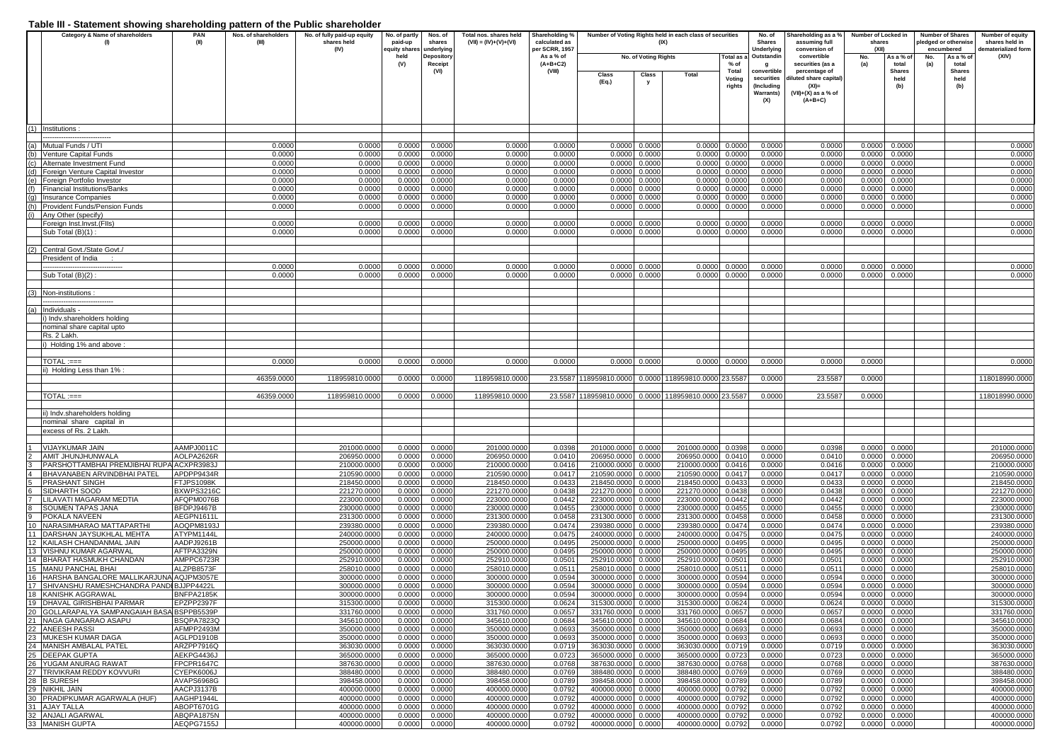## Table III - Statement showing shareholding pattern of the Public shareholder

| | Category & Name of shareholders (I) | PAN (II) | Nos. of shareholders (III) | No. of fully paid-up equity shares held (IV) | No. of partly paid-up equity shares held (V) | Nos. of shares underlying Depository Receipt (VI) | Total nos. shares held (VII) = (IV)+(V)+(VI) | Shareholding % calculated as per SCRR, 1957 As a % of (A+B+C2) (VIII) | Number of Voting Rights held in each class of securities (IX) | | | | No. of Shares Underlying Outstanding convertible securities (Including Warrants) (X) | Shareholding as a % assuming full conversion of convertible securities (as a percentage of diluted share capital) (XI)= (VII)+(X) as a % of (A+B+C) | Number of Locked in shares (XII) | | Number of Shares pledged or otherwise encumbered | | Number of equity shares held in dematerialized form (XIV) |
|---|---|---|---|---|---|---|---|---|---|---|---|---|---|---|---|---|---|---|---|
| | | | | | | | | | No. of Voting Rights | | | Total as a % of Total Voting rights | | | No. (a) | As a % of total Shares held (b) | No. (a) | As a % of total Shares held (b) | |
| | | | | | | | | | Class (Eq.) | Class y | Total | | | | | | | | |
| (1) | Institutions : | | | | | | | | | | | | | | | | | | |
| | ------------------------ | | | | | | | | | | | | | | | | | | |
| (a) | Mutual Funds / UTI | | 0.0000 | 0.0000 | 0.0000 | 0.0000 | 0.0000 | 0.0000 | 0.0000 | 0.0000 | 0.0000 | 0.0000 | 0.0000 | 0.0000 | 0.0000 | 0.0000 | | | 0.0000 |
| (b) | Venture Capital Funds | | 0.0000 | 0.0000 | 0.0000 | 0.0000 | 0.0000 | 0.0000 | 0.0000 | 0.0000 | 0.0000 | 0.0000 | 0.0000 | 0.0000 | 0.0000 | 0.0000 | | | 0.0000 |
| (c) | Alternate Investment Fund | | 0.0000 | 0.0000 | 0.0000 | 0.0000 | 0.0000 | 0.0000 | 0.0000 | 0.0000 | 0.0000 | 0.0000 | 0.0000 | 0.0000 | 0.0000 | 0.0000 | | | 0.0000 |
| (d) | Foreign Venture Capital Investor | | 0.0000 | 0.0000 | 0.0000 | 0.0000 | 0.0000 | 0.0000 | 0.0000 | 0.0000 | 0.0000 | 0.0000 | 0.0000 | 0.0000 | 0.0000 | 0.0000 | | | 0.0000 |
| (e) | Foreign Portfolio Investor | | 0.0000 | 0.0000 | 0.0000 | 0.0000 | 0.0000 | 0.0000 | 0.0000 | 0.0000 | 0.0000 | 0.0000 | 0.0000 | 0.0000 | 0.0000 | 0.0000 | | | 0.0000 |
| (f) | Financial Institutions/Banks | | 0.0000 | 0.0000 | 0.0000 | 0.0000 | 0.0000 | 0.0000 | 0.0000 | 0.0000 | 0.0000 | 0.0000 | 0.0000 | 0.0000 | 0.0000 | 0.0000 | | | 0.0000 |
| (g) | Insurance Companies | | 0.0000 | 0.0000 | 0.0000 | 0.0000 | 0.0000 | 0.0000 | 0.0000 | 0.0000 | 0.0000 | 0.0000 | 0.0000 | 0.0000 | 0.0000 | 0.0000 | | | 0.0000 |
| (h) | Provident Funds/Pension Funds | | 0.0000 | 0.0000 | 0.0000 | 0.0000 | 0.0000 | 0.0000 | 0.0000 | 0.0000 | 0.0000 | 0.0000 | 0.0000 | 0.0000 | 0.0000 | 0.0000 | | | 0.0000 |
| (i) | Any Other (specify) | | | | | | | | | | | | | | | | | | |
| | Foreign Inst.Invst.(FIIs) | | 0.0000 | 0.0000 | 0.0000 | 0.0000 | 0.0000 | 0.0000 | 0.0000 | 0.0000 | 0.0000 | 0.0000 | 0.0000 | 0.0000 | 0.0000 | 0.0000 | | | 0.0000 |
| | Sub Total (B)(1) : | | 0.0000 | 0.0000 | 0.0000 | 0.0000 | 0.0000 | 0.0000 | 0.0000 | 0.0000 | 0.0000 | 0.0000 | 0.0000 | 0.0000 | 0.0000 | 0.0000 | | | 0.0000 |
| (2) | Central Govt./State Govt./ President of India : | | | | | | | | | | | | | | | | | | |
| | ------------------------ | | 0.0000 | 0.0000 | 0.0000 | 0.0000 | 0.0000 | 0.0000 | 0.0000 | 0.0000 | 0.0000 | 0.0000 | 0.0000 | 0.0000 | 0.0000 | 0.0000 | | | 0.0000 |
| | Sub Total (B)(2) : | | 0.0000 | 0.0000 | 0.0000 | 0.0000 | 0.0000 | 0.0000 | 0.0000 | 0.0000 | 0.0000 | 0.0000 | 0.0000 | 0.0000 | 0.0000 | 0.0000 | | | 0.0000 |
| (3) | Non-institutions : | | | | | | | | | | | | | | | | | | |
| | ------------------------ | | | | | | | | | | | | | | | | | | |
| (a) | Individuals - i) Indv.shareholders holding nominal share capital upto Rs. 2 Lakh. | | | | | | | | | | | | | | | | | | |
| | i) Holding 1% and above : | | | | | | | | | | | | | | | | | | |
| | TOTAL :=== | | 0.0000 | 0.0000 | 0.0000 | 0.0000 | 0.0000 | 0.0000 | 0.0000 | 0.0000 | 0.0000 | 0.0000 | 0.0000 | 0.0000 | 0.0000 | | | | 0.0000 |
| | ii) Holding Less than 1% : | | | | | | | | | | | | | | | | | | |
| | | | 46359.0000 | 118959810.0000 | 0.0000 | 0.0000 | 118959810.0000 | 23.5587 | 118959810.0000 | 0.0000 | 118959810.0000 | 23.5587 | 0.0000 | 23.5587 | 0.0000 | | | | 118018990.0000 |
| | TOTAL :=== | | 46359.0000 | 118959810.0000 | 0.0000 | 0.0000 | 118959810.0000 | 23.5587 | 118959810.0000 | 0.0000 | 118959810.0000 | 23.5587 | 0.0000 | 23.5587 | 0.0000 | | | | 118018990.0000 |
| | ii) Indv.shareholders holding nominal share capital in excess of Rs. 2 Lakh. | | | | | | | | | | | | | | | | | | |
| 1 | VIJAYKUMAR JAIN | AAMPJ0011C | | 201000.0000 | 0.0000 | 0.0000 | 201000.0000 | 0.0398 | 201000.0000 | 0.0000 | 201000.0000 | 0.0398 | 0.0000 | 0.0398 | 0.0000 | 0.0000 | | | 201000.0000 |
| 2 | AMIT JHUNJHUNWALA | AOLPA2626R | | 206950.0000 | 0.0000 | 0.0000 | 206950.0000 | 0.0410 | 206950.0000 | 0.0000 | 206950.0000 | 0.0410 | 0.0000 | 0.0410 | 0.0000 | 0.0000 | | | 206950.0000 |
| 3 | PARSHOTTAMBHAI PREMJIBHAI RUPA | ACXPR3983J | | 210000.0000 | 0.0000 | 0.0000 | 210000.0000 | 0.0416 | 210000.0000 | 0.0000 | 210000.0000 | 0.0416 | 0.0000 | 0.0416 | 0.0000 | 0.0000 | | | 210000.0000 |
| 4 | BHAVANABEN ARVINDBHAI PATEL | APDPP9434R | | 210590.0000 | 0.0000 | 0.0000 | 210590.0000 | 0.0417 | 210590.0000 | 0.0000 | 210590.0000 | 0.0417 | 0.0000 | 0.0417 | 0.0000 | 0.0000 | | | 210590.0000 |
| 5 | PRASHANT SINGH | FTJPS1098K | | 218450.0000 | 0.0000 | 0.0000 | 218450.0000 | 0.0433 | 218450.0000 | 0.0000 | 218450.0000 | 0.0433 | 0.0000 | 0.0433 | 0.0000 | 0.0000 | | | 218450.0000 |
| 6 | SIDHARTH SOOD | BXWPS3216C | | 221270.0000 | 0.0000 | 0.0000 | 221270.0000 | 0.0438 | 221270.0000 | 0.0000 | 221270.0000 | 0.0438 | 0.0000 | 0.0438 | 0.0000 | 0.0000 | | | 221270.0000 |
| 7 | LILAVATI MAGARAM MEDTIA | AFQPM0076B | | 223000.0000 | 0.0000 | 0.0000 | 223000.0000 | 0.0442 | 223000.0000 | 0.0000 | 223000.0000 | 0.0442 | 0.0000 | 0.0442 | 0.0000 | 0.0000 | | | 223000.0000 |
| 8 | SOUMEN TAPAS JANA | BFDPJ9467B | | 230000.0000 | 0.0000 | 0.0000 | 230000.0000 | 0.0455 | 230000.0000 | 0.0000 | 230000.0000 | 0.0455 | 0.0000 | 0.0455 | 0.0000 | 0.0000 | | | 230000.0000 |
| 9 | POKALA NAVEEN | AEGPN1611L | | 231300.0000 | 0.0000 | 0.0000 | 231300.0000 | 0.0458 | 231300.0000 | 0.0000 | 231300.0000 | 0.0458 | 0.0000 | 0.0458 | 0.0000 | 0.0000 | | | 231300.0000 |
| 10 | NARASIMHARAO MATTAPARTHI | AOQPM8193J | | 239380.0000 | 0.0000 | 0.0000 | 239380.0000 | 0.0474 | 239380.0000 | 0.0000 | 239380.0000 | 0.0474 | 0.0000 | 0.0474 | 0.0000 | 0.0000 | | | 239380.0000 |
| 11 | DARSHAN JAYSUKHLAL MEHTA | ATYPM1144L | | 240000.0000 | 0.0000 | 0.0000 | 240000.0000 | 0.0475 | 240000.0000 | 0.0000 | 240000.0000 | 0.0475 | 0.0000 | 0.0475 | 0.0000 | 0.0000 | | | 240000.0000 |
| 12 | KAILASH CHANDANMAL JAIN | AADPJ9261B | | 250000.0000 | 0.0000 | 0.0000 | 250000.0000 | 0.0495 | 250000.0000 | 0.0000 | 250000.0000 | 0.0495 | 0.0000 | 0.0495 | 0.0000 | 0.0000 | | | 250000.0000 |
| 13 | VISHNU KUMAR AGARWAL | AFTPA3329N | | 250000.0000 | 0.0000 | 0.0000 | 250000.0000 | 0.0495 | 250000.0000 | 0.0000 | 250000.0000 | 0.0495 | 0.0000 | 0.0495 | 0.0000 | 0.0000 | | | 250000.0000 |
| 14 | BHARAT HASMUKH CHANDAN | AMPPC6723R | | 252910.0000 | 0.0000 | 0.0000 | 252910.0000 | 0.0501 | 252910.0000 | 0.0000 | 252910.0000 | 0.0501 | 0.0000 | 0.0501 | 0.0000 | 0.0000 | | | 252910.0000 |
| 15 | MANU PANCHAL BHAI | ALZPB8573F | | 258010.0000 | 0.0000 | 0.0000 | 258010.0000 | 0.0511 | 258010.0000 | 0.0000 | 258010.0000 | 0.0511 | 0.0000 | 0.0511 | 0.0000 | 0.0000 | | | 258010.0000 |
| 16 | HARSHA BANGALORE MALLIKARJUNA | AQJPM3057E | | 300000.0000 | 0.0000 | 0.0000 | 300000.0000 | 0.0594 | 300000.0000 | 0.0000 | 300000.0000 | 0.0594 | 0.0000 | 0.0594 | 0.0000 | 0.0000 | | | 300000.0000 |
| 17 | SHIVANSHU RAMESHCHANDRA PANDE | BJJPP4422L | | 300000.0000 | 0.0000 | 0.0000 | 300000.0000 | 0.0594 | 300000.0000 | 0.0000 | 300000.0000 | 0.0594 | 0.0000 | 0.0594 | 0.0000 | 0.0000 | | | 300000.0000 |
| 18 | KANISHK AGGRAWAL | BNFPA2185K | | 300000.0000 | 0.0000 | 0.0000 | 300000.0000 | 0.0594 | 300000.0000 | 0.0000 | 300000.0000 | 0.0594 | 0.0000 | 0.0594 | 0.0000 | 0.0000 | | | 300000.0000 |
| 19 | DHAVAL GIRISHBHAI PARMAR | EPZPP2397F | | 315300.0000 | 0.0000 | 0.0000 | 315300.0000 | 0.0624 | 315300.0000 | 0.0000 | 315300.0000 | 0.0624 | 0.0000 | 0.0624 | 0.0000 | 0.0000 | | | 315300.0000 |
| 20 | GOLLARAPALYA SAMPANGAIAH BASA | BSPPB5539P | | 331760.0000 | 0.0000 | 0.0000 | 331760.0000 | 0.0657 | 331760.0000 | 0.0000 | 331760.0000 | 0.0657 | 0.0000 | 0.0657 | 0.0000 | 0.0000 | | | 331760.0000 |
| 21 | NAGA GANGARAO ASAPU | BSQPA7823Q | | 345610.0000 | 0.0000 | 0.0000 | 345610.0000 | 0.0684 | 345610.0000 | 0.0000 | 345610.0000 | 0.0684 | 0.0000 | 0.0684 | 0.0000 | 0.0000 | | | 345610.0000 |
| 22 | ANEESH PASSI | AFMPP2493M | | 350000.0000 | 0.0000 | 0.0000 | 350000.0000 | 0.0693 | 350000.0000 | 0.0000 | 350000.0000 | 0.0693 | 0.0000 | 0.0693 | 0.0000 | 0.0000 | | | 350000.0000 |
| 23 | MUKESH KUMAR DAGA | AGLPD1910B | | 350000.0000 | 0.0000 | 0.0000 | 350000.0000 | 0.0693 | 350000.0000 | 0.0000 | 350000.0000 | 0.0693 | 0.0000 | 0.0693 | 0.0000 | 0.0000 | | | 350000.0000 |
| 24 | MANISH AMBALAL PATEL | ARZPP7916Q | | 363030.0000 | 0.0000 | 0.0000 | 363030.0000 | 0.0719 | 363030.0000 | 0.0000 | 363030.0000 | 0.0719 | 0.0000 | 0.0719 | 0.0000 | 0.0000 | | | 363030.0000 |
| 25 | DEEPAK GUPTA | AEKPG4436J | | 365000.0000 | 0.0000 | 0.0000 | 365000.0000 | 0.0723 | 365000.0000 | 0.0000 | 365000.0000 | 0.0723 | 0.0000 | 0.0723 | 0.0000 | 0.0000 | | | 365000.0000 |
| 26 | YUGAM ANURAG RAWAT | FPCPR1647C | | 387630.0000 | 0.0000 | 0.0000 | 387630.0000 | 0.0768 | 387630.0000 | 0.0000 | 387630.0000 | 0.0768 | 0.0000 | 0.0768 | 0.0000 | 0.0000 | | | 387630.0000 |
| 27 | TRIVIKRAM REDDY KOVVURI | CYEPK6006J | | 388480.0000 | 0.0000 | 0.0000 | 388480.0000 | 0.0769 | 388480.0000 | 0.0000 | 388480.0000 | 0.0769 | 0.0000 | 0.0769 | 0.0000 | 0.0000 | | | 388480.0000 |
| 28 | B SURESH | AVAPS6968G | | 398458.0000 | 0.0000 | 0.0000 | 398458.0000 | 0.0789 | 398458.0000 | 0.0000 | 398458.0000 | 0.0789 | 0.0000 | 0.0789 | 0.0000 | 0.0000 | | | 398458.0000 |
| 29 | NIKHIL JAIN | AACPJ3137B | | 400000.0000 | 0.0000 | 0.0000 | 400000.0000 | 0.0792 | 400000.0000 | 0.0000 | 400000.0000 | 0.0792 | 0.0000 | 0.0792 | 0.0000 | 0.0000 | | | 400000.0000 |
| 30 | PRADIPKUMAR AGARWALA (HUF) | AAGHP1944L | | 400000.0000 | 0.0000 | 0.0000 | 400000.0000 | 0.0792 | 400000.0000 | 0.0000 | 400000.0000 | 0.0792 | 0.0000 | 0.0792 | 0.0000 | 0.0000 | | | 400000.0000 |
| 31 | AJAY TALLA | ABOPT6701G | | 400000.0000 | 0.0000 | 0.0000 | 400000.0000 | 0.0792 | 400000.0000 | 0.0000 | 400000.0000 | 0.0792 | 0.0000 | 0.0792 | 0.0000 | 0.0000 | | | 400000.0000 |
| 32 | ANJALI AGARWAL | ABQPA1875N | | 400000.0000 | 0.0000 | 0.0000 | 400000.0000 | 0.0792 | 400000.0000 | 0.0000 | 400000.0000 | 0.0792 | 0.0000 | 0.0792 | 0.0000 | 0.0000 | | | 400000.0000 |
| 33 | MANISH GUPTA | AEQPG7155J | | 400000.0000 | 0.0000 | 0.0000 | 400000.0000 | 0.0792 | 400000.0000 | 0.0000 | 400000.0000 | 0.0792 | 0.0000 | 0.0792 | 0.0000 | 0.0000 | | | 400000.0000 |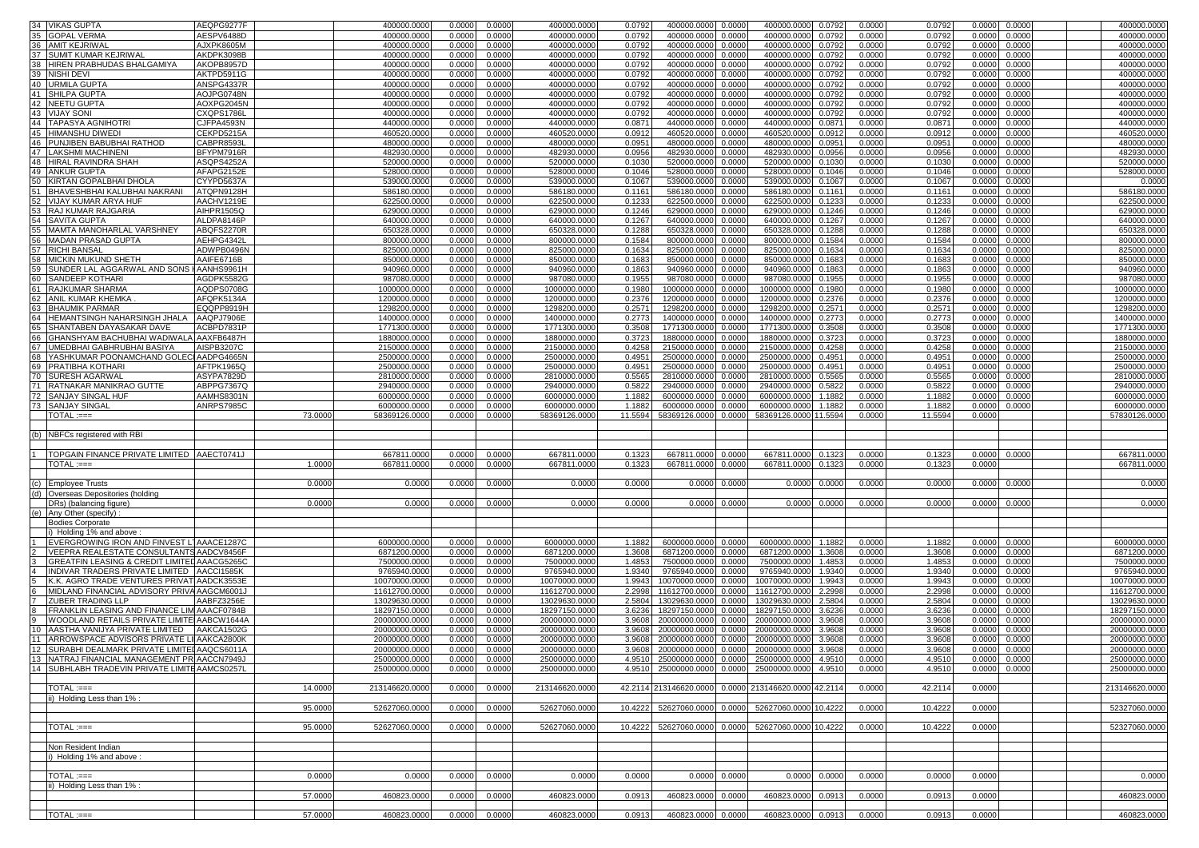| | | | | | | | | | | | | | | | | | | | |
|---|---|---|---|---|---|---|---|---|---|---|---|---|---|---|---|---|---|---|---|
| 34 | VIKAS GUPTA | AEQPG9277F | | 400000.0000 | 0.0000 | 0.0000 | 400000.0000 | 0.0792 | 400000.0000 | 0.0000 | 400000.0000 | 0.0792 | 0.0000 | 0.0792 | 0.0000 | 0.0000 | | | 400000.0000 |
| 35 | GOPAL VERMA | AESPV6488D | | 400000.0000 | 0.0000 | 0.0000 | 400000.0000 | 0.0792 | 400000.0000 | 0.0000 | 400000.0000 | 0.0792 | 0.0000 | 0.0792 | 0.0000 | 0.0000 | | | 400000.0000 |
| 36 | AMIT KEJRIWAL | AJXPK8605M | | 400000.0000 | 0.0000 | 0.0000 | 400000.0000 | 0.0792 | 400000.0000 | 0.0000 | 400000.0000 | 0.0792 | 0.0000 | 0.0792 | 0.0000 | 0.0000 | | | 400000.0000 |
| 37 | SUMIT KUMAR KEJRIWAL | AKDPK3098B | | 400000.0000 | 0.0000 | 0.0000 | 400000.0000 | 0.0792 | 400000.0000 | 0.0000 | 400000.0000 | 0.0792 | 0.0000 | 0.0792 | 0.0000 | 0.0000 | | | 400000.0000 |
| 38 | HIREN PRABHUDAS BHALGAMIYA | AKOPB8957D | | 400000.0000 | 0.0000 | 0.0000 | 400000.0000 | 0.0792 | 400000.0000 | 0.0000 | 400000.0000 | 0.0792 | 0.0000 | 0.0792 | 0.0000 | 0.0000 | | | 400000.0000 |
| 39 | NISHI DEVI | AKTPD5911G | | 400000.0000 | 0.0000 | 0.0000 | 400000.0000 | 0.0792 | 400000.0000 | 0.0000 | 400000.0000 | 0.0792 | 0.0000 | 0.0792 | 0.0000 | 0.0000 | | | 400000.0000 |
| 40 | URMILA GUPTA | ANSPG4337R | | 400000.0000 | 0.0000 | 0.0000 | 400000.0000 | 0.0792 | 400000.0000 | 0.0000 | 400000.0000 | 0.0792 | 0.0000 | 0.0792 | 0.0000 | 0.0000 | | | 400000.0000 |
| 41 | SHILPA GUPTA | AOJPG0748N | | 400000.0000 | 0.0000 | 0.0000 | 400000.0000 | 0.0792 | 400000.0000 | 0.0000 | 400000.0000 | 0.0792 | 0.0000 | 0.0792 | 0.0000 | 0.0000 | | | 400000.0000 |
| 42 | NEETU GUPTA | AOXPG2045N | | 400000.0000 | 0.0000 | 0.0000 | 400000.0000 | 0.0792 | 400000.0000 | 0.0000 | 400000.0000 | 0.0792 | 0.0000 | 0.0792 | 0.0000 | 0.0000 | | | 400000.0000 |
| 43 | VIJAY SONI | CXQPS1786L | | 400000.0000 | 0.0000 | 0.0000 | 400000.0000 | 0.0792 | 400000.0000 | 0.0000 | 400000.0000 | 0.0792 | 0.0000 | 0.0792 | 0.0000 | 0.0000 | | | 400000.0000 |
| 44 | TAPASYA AGNIHOTRI | CJFPA4593N | | 440000.0000 | 0.0000 | 0.0000 | 440000.0000 | 0.0871 | 440000.0000 | 0.0000 | 440000.0000 | 0.0871 | 0.0000 | 0.0871 | 0.0000 | 0.0000 | | | 440000.0000 |
| 45 | HIMANSHU DIWEDI | CEKPD5215A | | 460520.0000 | 0.0000 | 0.0000 | 460520.0000 | 0.0912 | 460520.0000 | 0.0000 | 460520.0000 | 0.0912 | 0.0000 | 0.0912 | 0.0000 | 0.0000 | | | 460520.0000 |
| 46 | PUNJIBEN BABUBHAI RATHOD | CABPR8593L | | 480000.0000 | 0.0000 | 0.0000 | 480000.0000 | 0.0951 | 480000.0000 | 0.0000 | 480000.0000 | 0.0951 | 0.0000 | 0.0951 | 0.0000 | 0.0000 | | | 480000.0000 |
| 47 | LAKSHMI MACHINENI | BFYPM7916R | | 482930.0000 | 0.0000 | 0.0000 | 482930.0000 | 0.0956 | 482930.0000 | 0.0000 | 482930.0000 | 0.0956 | 0.0000 | 0.0956 | 0.0000 | 0.0000 | | | 482930.0000 |
| 48 | HIRAL RAVINDRA SHAH | ASQPS4252A | | 520000.0000 | 0.0000 | 0.0000 | 520000.0000 | 0.1030 | 520000.0000 | 0.0000 | 520000.0000 | 0.1030 | 0.0000 | 0.1030 | 0.0000 | 0.0000 | | | 520000.0000 |
| 49 | ANKUR GUPTA | AFAPG2152E | | 528000.0000 | 0.0000 | 0.0000 | 528000.0000 | 0.1046 | 528000.0000 | 0.0000 | 528000.0000 | 0.1046 | 0.0000 | 0.1046 | 0.0000 | 0.0000 | | | 528000.0000 |
| 50 | KIRTAN GOPALBHAI DHOLA | CYYPD5637A | | 539000.0000 | 0.0000 | 0.0000 | 539000.0000 | 0.1067 | 539000.0000 | 0.0000 | 539000.0000 | 0.1067 | 0.0000 | 0.1067 | 0.0000 | 0.0000 | | | 0.0000 |
| 51 | BHAVESHBHAI KALUBHAI NAKRANI | ATQPN9128H | | 586180.0000 | 0.0000 | 0.0000 | 586180.0000 | 0.1161 | 586180.0000 | 0.0000 | 586180.0000 | 0.1161 | 0.0000 | 0.1161 | 0.0000 | 0.0000 | | | 586180.0000 |
| 52 | VIJAY KUMAR ARYA HUF | AACHV1219E | | 622500.0000 | 0.0000 | 0.0000 | 622500.0000 | 0.1233 | 622500.0000 | 0.0000 | 622500.0000 | 0.1233 | 0.0000 | 0.1233 | 0.0000 | 0.0000 | | | 622500.0000 |
| 53 | RAJ KUMAR RAJGARIA | AIHPR1505Q | | 629000.0000 | 0.0000 | 0.0000 | 629000.0000 | 0.1246 | 629000.0000 | 0.0000 | 629000.0000 | 0.1246 | 0.0000 | 0.1246 | 0.0000 | 0.0000 | | | 629000.0000 |
| 54 | SAVITA GUPTA | ALDPA8146P | | 640000.0000 | 0.0000 | 0.0000 | 640000.0000 | 0.1267 | 640000.0000 | 0.0000 | 640000.0000 | 0.1267 | 0.0000 | 0.1267 | 0.0000 | 0.0000 | | | 640000.0000 |
| 55 | MAMTA MANOHARLAL VARSHNEY | ABQFS2270R | | 650328.0000 | 0.0000 | 0.0000 | 650328.0000 | 0.1288 | 650328.0000 | 0.0000 | 650328.0000 | 0.1288 | 0.0000 | 0.1288 | 0.0000 | 0.0000 | | | 650328.0000 |
| 56 | MADAN PRASAD GUPTA | AEHPG4342L | | 800000.0000 | 0.0000 | 0.0000 | 800000.0000 | 0.1584 | 800000.0000 | 0.0000 | 800000.0000 | 0.1584 | 0.0000 | 0.1584 | 0.0000 | 0.0000 | | | 800000.0000 |
| 57 | RICHI BANSAL | ADWPB0496N | | 825000.0000 | 0.0000 | 0.0000 | 825000.0000 | 0.1634 | 825000.0000 | 0.0000 | 825000.0000 | 0.1634 | 0.0000 | 0.1634 | 0.0000 | 0.0000 | | | 825000.0000 |
| 58 | MICKIN MUKUND SHETH | AAIFE6716B | | 850000.0000 | 0.0000 | 0.0000 | 850000.0000 | 0.1683 | 850000.0000 | 0.0000 | 850000.0000 | 0.1683 | 0.0000 | 0.1683 | 0.0000 | 0.0000 | | | 850000.0000 |
| 59 | SUNDER LAL AGGARWAL AND SONS ( | AANHS9961H | | 940960.0000 | 0.0000 | 0.0000 | 940960.0000 | 0.1863 | 940960.0000 | 0.0000 | 940960.0000 | 0.1863 | 0.0000 | 0.1863 | 0.0000 | 0.0000 | | | 940960.0000 |
| 60 | SANDEEP KOTHARI | AGDPK5582G | | 987080.0000 | 0.0000 | 0.0000 | 987080.0000 | 0.1955 | 987080.0000 | 0.0000 | 987080.0000 | 0.1955 | 0.0000 | 0.1955 | 0.0000 | 0.0000 | | | 987080.0000 |
| 61 | RAJKUMAR SHARMA | AQDPS0708G | | 1000000.0000 | 0.0000 | 0.0000 | 1000000.0000 | 0.1980 | 1000000.0000 | 0.0000 | 1000000.0000 | 0.1980 | 0.0000 | 0.1980 | 0.0000 | 0.0000 | | | 1000000.0000 |
| 62 | ANIL KUMAR KHEMKA . | AFQPK5134A | | 1200000.0000 | 0.0000 | 0.0000 | 1200000.0000 | 0.2376 | 1200000.0000 | 0.0000 | 1200000.0000 | 0.2376 | 0.0000 | 0.2376 | 0.0000 | 0.0000 | | | 1200000.0000 |
| 63 | BHAUMIK PARMAR | EQQPP8919H | | 1298200.0000 | 0.0000 | 0.0000 | 1298200.0000 | 0.2571 | 1298200.0000 | 0.0000 | 1298200.0000 | 0.2571 | 0.0000 | 0.2571 | 0.0000 | 0.0000 | | | 1298200.0000 |
| 64 | HEMANTSINGH NAHARSINGH JHALA | AAQPJ7906E | | 1400000.0000 | 0.0000 | 0.0000 | 1400000.0000 | 0.2773 | 1400000.0000 | 0.0000 | 1400000.0000 | 0.2773 | 0.0000 | 0.2773 | 0.0000 | 0.0000 | | | 1400000.0000 |
| 65 | SHANTABEN DAYASAKAR DAVE | ACBPD7831P | | 1771300.0000 | 0.0000 | 0.0000 | 1771300.0000 | 0.3508 | 1771300.0000 | 0.0000 | 1771300.0000 | 0.3508 | 0.0000 | 0.3508 | 0.0000 | 0.0000 | | | 1771300.0000 |
| 66 | GHANSHYAM BACHUBHAI WADIWALA | AAXFB6487H | | 1880000.0000 | 0.0000 | 0.0000 | 1880000.0000 | 0.3723 | 1880000.0000 | 0.0000 | 1880000.0000 | 0.3723 | 0.0000 | 0.3723 | 0.0000 | 0.0000 | | | 1880000.0000 |
| 67 | UMEDBHAI GABHRUBHAI BASIYA | AISPB3207C | | 2150000.0000 | 0.0000 | 0.0000 | 2150000.0000 | 0.4258 | 2150000.0000 | 0.0000 | 2150000.0000 | 0.4258 | 0.0000 | 0.4258 | 0.0000 | 0.0000 | | | 2150000.0000 |
| 68 | YASHKUMAR POONAMCHAND GOLEC | AADPG4665N | | 2500000.0000 | 0.0000 | 0.0000 | 2500000.0000 | 0.4951 | 2500000.0000 | 0.0000 | 2500000.0000 | 0.4951 | 0.0000 | 0.4951 | 0.0000 | 0.0000 | | | 2500000.0000 |
| 69 | PRATIBHA KOTHARI | AFTPK1965Q | | 2500000.0000 | 0.0000 | 0.0000 | 2500000.0000 | 0.4951 | 2500000.0000 | 0.0000 | 2500000.0000 | 0.4951 | 0.0000 | 0.4951 | 0.0000 | 0.0000 | | | 2500000.0000 |
| 70 | SURESH AGARWAL | ASYPA7829D | | 2810000.0000 | 0.0000 | 0.0000 | 2810000.0000 | 0.5565 | 2810000.0000 | 0.0000 | 2810000.0000 | 0.5565 | 0.0000 | 0.5565 | 0.0000 | 0.0000 | | | 2810000.0000 |
| 71 | RATNAKAR MANIKRAO GUTTE | ABPPG7367Q | | 2940000.0000 | 0.0000 | 0.0000 | 2940000.0000 | 0.5822 | 2940000.0000 | 0.0000 | 2940000.0000 | 0.5822 | 0.0000 | 0.5822 | 0.0000 | 0.0000 | | | 2940000.0000 |
| 72 | SANJAY SINGAL HUF | AAMHS8301N | | 6000000.0000 | 0.0000 | 0.0000 | 6000000.0000 | 1.1882 | 6000000.0000 | 0.0000 | 6000000.0000 | 1.1882 | 0.0000 | 1.1882 | 0.0000 | 0.0000 | | | 6000000.0000 |
| 73 | SANJAY SINGAL | ANRPS7985C | | 6000000.0000 | 0.0000 | 0.0000 | 6000000.0000 | 1.1882 | 6000000.0000 | 0.0000 | 6000000.0000 | 1.1882 | 0.0000 | 1.1882 | 0.0000 | 0.0000 | | | 6000000.0000 |
| | TOTAL :=== | | 73.0000 | 58369126.0000 | 0.0000 | 0.0000 | 58369126.0000 | 11.5594 | 58369126.0000 | 0.0000 | 58369126.0000 | 11.5594 | 0.0000 | 11.5594 | 0.0000 | | | | 57830126.0000 |
| (b) | NBFCs registered with RBI | | | | | | | | | | | | | | | | | | |
| 1 | TOPGAIN FINANCE PRIVATE LIMITED | AAECT0741J | | 667811.0000 | 0.0000 | 0.0000 | 667811.0000 | 0.1323 | 667811.0000 | 0.0000 | 667811.0000 | 0.1323 | 0.0000 | 0.1323 | 0.0000 | 0.0000 | | | 667811.0000 |
| | TOTAL :=== | | 1.0000 | 667811.0000 | 0.0000 | 0.0000 | 667811.0000 | 0.1323 | 667811.0000 | 0.0000 | 667811.0000 | 0.1323 | 0.0000 | 0.1323 | 0.0000 | | | | 667811.0000 |
| (c) | Employee Trusts | | 0.0000 | 0.0000 | 0.0000 | 0.0000 | 0.0000 | 0.0000 | 0.0000 | 0.0000 | 0.0000 | 0.0000 | 0.0000 | 0.0000 | 0.0000 | 0.0000 | | | 0.0000 |
| (d) | Overseas Depositories (holding DRs) (balancing figure) | | 0.0000 | 0.0000 | 0.0000 | 0.0000 | 0.0000 | 0.0000 | 0.0000 | 0.0000 | 0.0000 | 0.0000 | 0.0000 | 0.0000 | 0.0000 | 0.0000 | | | 0.0000 |
| (e) | Any Other (specify) : | | | | | | | | | | | | | | | | | | |
| | Bodies Corporate | | | | | | | | | | | | | | | | | | |
| | i) Holding 1% and above : | | | | | | | | | | | | | | | | | | |
| 1 | EVERGROWING IRON AND FINVEST L | AAACE1287C | | 6000000.0000 | 0.0000 | 0.0000 | 6000000.0000 | 1.1882 | 6000000.0000 | 0.0000 | 6000000.0000 | 1.1882 | 0.0000 | 1.1882 | 0.0000 | 0.0000 | | | 6000000.0000 |
| 2 | VEEPRA REALESTATE CONSULTANTS | AADCV8456F | | 6871200.0000 | 0.0000 | 0.0000 | 6871200.0000 | 1.3608 | 6871200.0000 | 0.0000 | 6871200.0000 | 1.3608 | 0.0000 | 1.3608 | 0.0000 | 0.0000 | | | 6871200.0000 |
| 3 | GREATFIN LEASING & CREDIT LIMITED | AAACG5265C | | 7500000.0000 | 0.0000 | 0.0000 | 7500000.0000 | 1.4853 | 7500000.0000 | 0.0000 | 7500000.0000 | 1.4853 | 0.0000 | 1.4853 | 0.0000 | 0.0000 | | | 7500000.0000 |
| 4 | INDIVAR TRADERS PRIVATE LIMITED | AACCI1585K | | 9765940.0000 | 0.0000 | 0.0000 | 9765940.0000 | 1.9340 | 9765940.0000 | 0.0000 | 9765940.0000 | 1.9340 | 0.0000 | 1.9340 | 0.0000 | 0.0000 | | | 9765940.0000 |
| 5 | K.K. AGRO TRADE VENTURES PRIVAT | AADCK3553E | | 10070000.0000 | 0.0000 | 0.0000 | 10070000.0000 | 1.9943 | 10070000.0000 | 0.0000 | 10070000.0000 | 1.9943 | 0.0000 | 1.9943 | 0.0000 | 0.0000 | | | 10070000.0000 |
| 6 | MIDLAND FINANCIAL ADVISORY PRIVA | AAGCM6001J | | 11612700.0000 | 0.0000 | 0.0000 | 11612700.0000 | 2.2998 | 11612700.0000 | 0.0000 | 11612700.0000 | 2.2998 | 0.0000 | 2.2998 | 0.0000 | 0.0000 | | | 11612700.0000 |
| 7 | ZUBER TRADING LLP | AABFZ3256E | | 13029630.0000 | 0.0000 | 0.0000 | 13029630.0000 | 2.5804 | 13029630.0000 | 0.0000 | 13029630.0000 | 2.5804 | 0.0000 | 2.5804 | 0.0000 | 0.0000 | | | 13029630.0000 |
| 8 | FRANKLIN LEASING AND FINANCE LIM | AAACF0784B | | 18297150.0000 | 0.0000 | 0.0000 | 18297150.0000 | 3.6236 | 18297150.0000 | 0.0000 | 18297150.0000 | 3.6236 | 0.0000 | 3.6236 | 0.0000 | 0.0000 | | | 18297150.0000 |
| 9 | WOODLAND RETAILS PRIVATE LIMITE | AABCW1644A | | 20000000.0000 | 0.0000 | 0.0000 | 20000000.0000 | 3.9608 | 20000000.0000 | 0.0000 | 20000000.0000 | 3.9608 | 0.0000 | 3.9608 | 0.0000 | 0.0000 | | | 20000000.0000 |
| 10 | AASTHA VANIJYA PRIVATE LIMITED | AAKCA1502G | | 20000000.0000 | 0.0000 | 0.0000 | 20000000.0000 | 3.9608 | 20000000.0000 | 0.0000 | 20000000.0000 | 3.9608 | 0.0000 | 3.9608 | 0.0000 | 0.0000 | | | 20000000.0000 |
| 11 | ARROWSPACE ADVISORS PRIVATE LI | AAKCA2800K | | 20000000.0000 | 0.0000 | 0.0000 | 20000000.0000 | 3.9608 | 20000000.0000 | 0.0000 | 20000000.0000 | 3.9608 | 0.0000 | 3.9608 | 0.0000 | 0.0000 | | | 20000000.0000 |
| 12 | SURABHI DEALMARK PRIVATE LIMITED | AAQCS6011A | | 20000000.0000 | 0.0000 | 0.0000 | 20000000.0000 | 3.9608 | 20000000.0000 | 0.0000 | 20000000.0000 | 3.9608 | 0.0000 | 3.9608 | 0.0000 | 0.0000 | | | 20000000.0000 |
| 13 | NATRAJ FINANCIAL MANAGEMENT PR | AACCN7949J | | 25000000.0000 | 0.0000 | 0.0000 | 25000000.0000 | 4.9510 | 25000000.0000 | 0.0000 | 25000000.0000 | 4.9510 | 0.0000 | 4.9510 | 0.0000 | 0.0000 | | | 25000000.0000 |
| 14 | SUBHLABH TRADEVIN PRIVATE LIMITE | AAMCS0257L | | 25000000.0000 | 0.0000 | 0.0000 | 25000000.0000 | 4.9510 | 25000000.0000 | 0.0000 | 25000000.0000 | 4.9510 | 0.0000 | 4.9510 | 0.0000 | 0.0000 | | | 25000000.0000 |
| | TOTAL :=== | | 14.0000 | 213146620.0000 | 0.0000 | 0.0000 | 213146620.0000 | 42.2114 | 213146620.0000 | 0.0000 | 213146620.0000 | 42.2114 | 0.0000 | 42.2114 | 0.0000 | | | | 213146620.0000 |
| | ii) Holding Less than 1% : | | | | | | | | | | | | | | | | | | |
| | | | 95.0000 | 52627060.0000 | 0.0000 | 0.0000 | 52627060.0000 | 10.4222 | 52627060.0000 | 0.0000 | 52627060.0000 | 10.4222 | 0.0000 | 10.4222 | 0.0000 | | | | 52327060.0000 |
| | TOTAL :=== | | 95.0000 | 52627060.0000 | 0.0000 | 0.0000 | 52627060.0000 | 10.4222 | 52627060.0000 | 0.0000 | 52627060.0000 | 10.4222 | 0.0000 | 10.4222 | 0.0000 | | | | 52327060.0000 |
| | Non Resident Indian | | | | | | | | | | | | | | | | | | |
| | i) Holding 1% and above : | | | | | | | | | | | | | | | | | | |
| | TOTAL :=== | | 0.0000 | 0.0000 | 0.0000 | 0.0000 | 0.0000 | 0.0000 | 0.0000 | 0.0000 | 0.0000 | 0.0000 | 0.0000 | 0.0000 | 0.0000 | | | | 0.0000 |
| | ii) Holding Less than 1% : | | | | | | | | | | | | | | | | | | |
| | | | 57.0000 | 460823.0000 | 0.0000 | 0.0000 | 460823.0000 | 0.0913 | 460823.0000 | 0.0000 | 460823.0000 | 0.0913 | 0.0000 | 0.0913 | 0.0000 | | | | 460823.0000 |
| | TOTAL :=== | | 57.0000 | 460823.0000 | 0.0000 | 0.0000 | 460823.0000 | 0.0913 | 460823.0000 | 0.0000 | 460823.0000 | 0.0913 | 0.0000 | 0.0913 | 0.0000 | | | | 460823.0000 |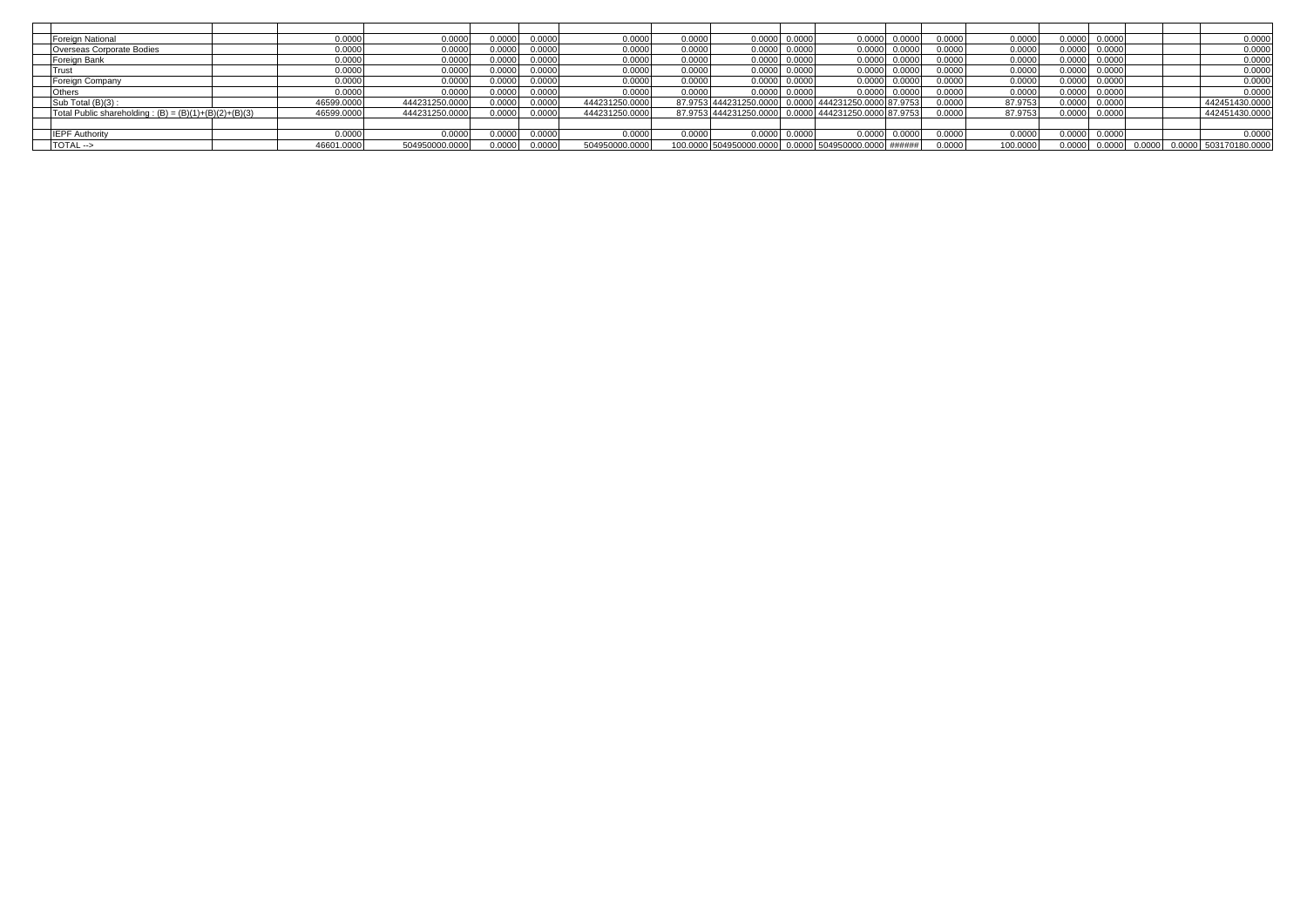| | | | | | | | | | | | | | | | | | | | |
|---|---|---|---|---|---|---|---|---|---|---|---|---|---|---|---|---|---|---|---|
| | Foreign National | | 0.0000 | 0.0000 | 0.0000 | 0.0000 | 0.0000 | 0.0000 | 0.0000 | 0.0000 | 0.0000 | 0.0000 | 0.0000 | 0.0000 | 0.0000 | 0.0000 | | | 0.0000 |
| | Overseas Corporate Bodies | | 0.0000 | 0.0000 | 0.0000 | 0.0000 | 0.0000 | 0.0000 | 0.0000 | 0.0000 | 0.0000 | 0.0000 | 0.0000 | 0.0000 | 0.0000 | 0.0000 | | | 0.0000 |
| | Foreign Bank | | 0.0000 | 0.0000 | 0.0000 | 0.0000 | 0.0000 | 0.0000 | 0.0000 | 0.0000 | 0.0000 | 0.0000 | 0.0000 | 0.0000 | 0.0000 | 0.0000 | | | 0.0000 |
| | Trust | | 0.0000 | 0.0000 | 0.0000 | 0.0000 | 0.0000 | 0.0000 | 0.0000 | 0.0000 | 0.0000 | 0.0000 | 0.0000 | 0.0000 | 0.0000 | 0.0000 | | | 0.0000 |
| | Foreign Company | | 0.0000 | 0.0000 | 0.0000 | 0.0000 | 0.0000 | 0.0000 | 0.0000 | 0.0000 | 0.0000 | 0.0000 | 0.0000 | 0.0000 | 0.0000 | 0.0000 | | | 0.0000 |
| | Others | | 0.0000 | 0.0000 | 0.0000 | 0.0000 | 0.0000 | 0.0000 | 0.0000 | 0.0000 | 0.0000 | 0.0000 | 0.0000 | 0.0000 | 0.0000 | 0.0000 | | | 0.0000 |
| | Sub Total (B)(3) : | | 46599.0000 | 444231250.0000 | 0.0000 | 0.0000 | 444231250.0000 | 87.9753 | 444231250.0000 | 0.0000 | 444231250.0000 | 87.9753 | 0.0000 | 87.9753 | 0.0000 | 0.0000 | | | 442451430.0000 |
| | Total Public shareholding : (B) = (B)(1)+(B)(2)+(B)(3) | | 46599.0000 | 444231250.0000 | 0.0000 | 0.0000 | 444231250.0000 | 87.9753 | 444231250.0000 | 0.0000 | 444231250.0000 | 87.9753 | 0.0000 | 87.9753 | 0.0000 | 0.0000 | | | 442451430.0000 |
| | | | | | | | | | | | | | | | | | | | |
| | IEPF Authority | | 0.0000 | 0.0000 | 0.0000 | 0.0000 | 0.0000 | 0.0000 | 0.0000 | 0.0000 | 0.0000 | 0.0000 | 0.0000 | 0.0000 | 0.0000 | 0.0000 | | | 0.0000 |
| | TOTAL --> | | 46601.0000 | 504950000.0000 | 0.0000 | 0.0000 | 504950000.0000 | 100.0000 | 504950000.0000 | 0.0000 | 504950000.0000 | ###### | 0.0000 | 100.0000 | 0.0000 | 0.0000 | 0.0000 | 0.0000 | 503170180.0000 |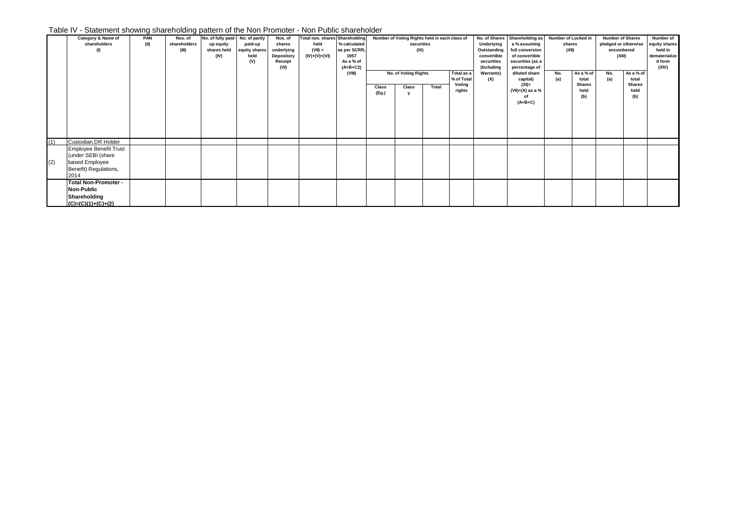Table IV - Statement showing shareholding pattern of the Non Promoter - Non Public shareholder

| | Category & Name of shareholders (I) | PAN (II) | Nos. of shareholders (III) | No. of fully paid-up equity shares held (IV) | No. of partly paid-up equity shares held (V) | Nos. of shares underlying Depository Receipt (VI) | Total nos. shares held (VII) = (IV)+(V)+(VI) | Shareholding % calculated as per SCRR, 1957 As a % of (A+B+C2) (VIII) | Number of Voting Rights held in each class of securities (IX) | | | | No. of Shares Underlying Outstanding convertible securities (Including Warrants) (X) | Shareholding as a % assuming full conversion of convertible securities (as a percentage of diluted share capital) (XI)= (VII)+(X) as a % of (A+B+C) | Number of Locked in shares (XII) | | Number of Shares pledged or otherwise encumbered (XIII) | | Number of equity shares held in dematerialized form (XIV) |
|---|---|---|---|---|---|---|---|---|---|---|---|---|---|---|---|---|---|---|---|
| | | | | | | | | | No. of Voting Rights | | | Total as a % of Total Voting rights | | | No. (a) | As a % of total Shares held (b) | No. (a) | As a % of total Shares held (b) | |
| | | | | | | | | | Class (Eq.) | Class y | Total | | | | | | | | |
| (1) | Custodian.DR Holder | | | | | | | | | | | | | | | | | | |
| (2) | Employee Benefit Trust (under SEBI (share based Employee Benefit) Regulations, 2014 | | | | | | | | | | | | | | | | | | |
| | **Total Non-Promoter - Non-Public Shareholding (C)=(C)(1)+(C)+(2)** | | | | | | | | | | | | | | | | | | |